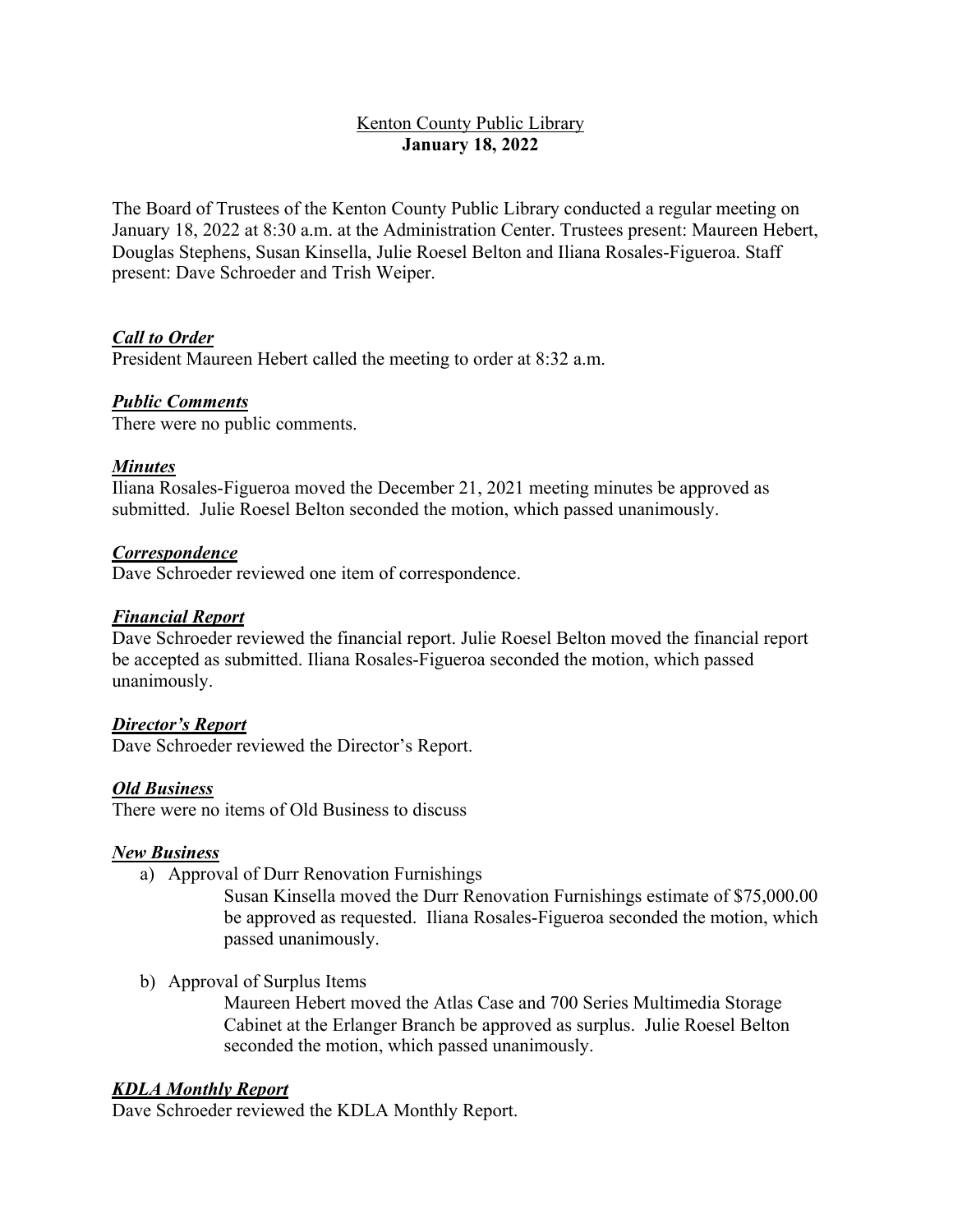<u>Kenton County Public Library</u>

**January 18, 2022**

The Board of Trustees of the Kenton County Public Library conducted a regular meeting on January 18, 2022 at 8:30 a.m. at the Administration Center. Trustees present: Maureen Hebert, Douglas Stephens, Susan Kinsella, Julie Roesel Belton and Iliana Rosales-Figueroa. Staff present: Dave Schroeder and Trish Weiper.

***Call to Order***

President Maureen Hebert called the meeting to order at 8:32 a.m.

***Public Comments***

There were no public comments.

***Minutes***

Iliana Rosales-Figueroa moved the December 21, 2021 meeting minutes be approved as submitted. Julie Roesel Belton seconded the motion, which passed unanimously.

***Correspondence***

Dave Schroeder reviewed one item of correspondence.

***Financial Report***

Dave Schroeder reviewed the financial report. Julie Roesel Belton moved the financial report be accepted as submitted. Iliana Rosales-Figueroa seconded the motion, which passed unanimously.

***Director's Report***

Dave Schroeder reviewed the Director's Report.

***Old Business***

There were no items of Old Business to discuss

***New Business***

a) Approval of Durr Renovation Furnishings

   Susan Kinsella moved the Durr Renovation Furnishings estimate of $75,000.00 be approved as requested. Iliana Rosales-Figueroa seconded the motion, which passed unanimously.

b) Approval of Surplus Items

   Maureen Hebert moved the Atlas Case and 700 Series Multimedia Storage Cabinet at the Erlanger Branch be approved as surplus. Julie Roesel Belton seconded the motion, which passed unanimously.

***KDLA Monthly Report***

Dave Schroeder reviewed the KDLA Monthly Report.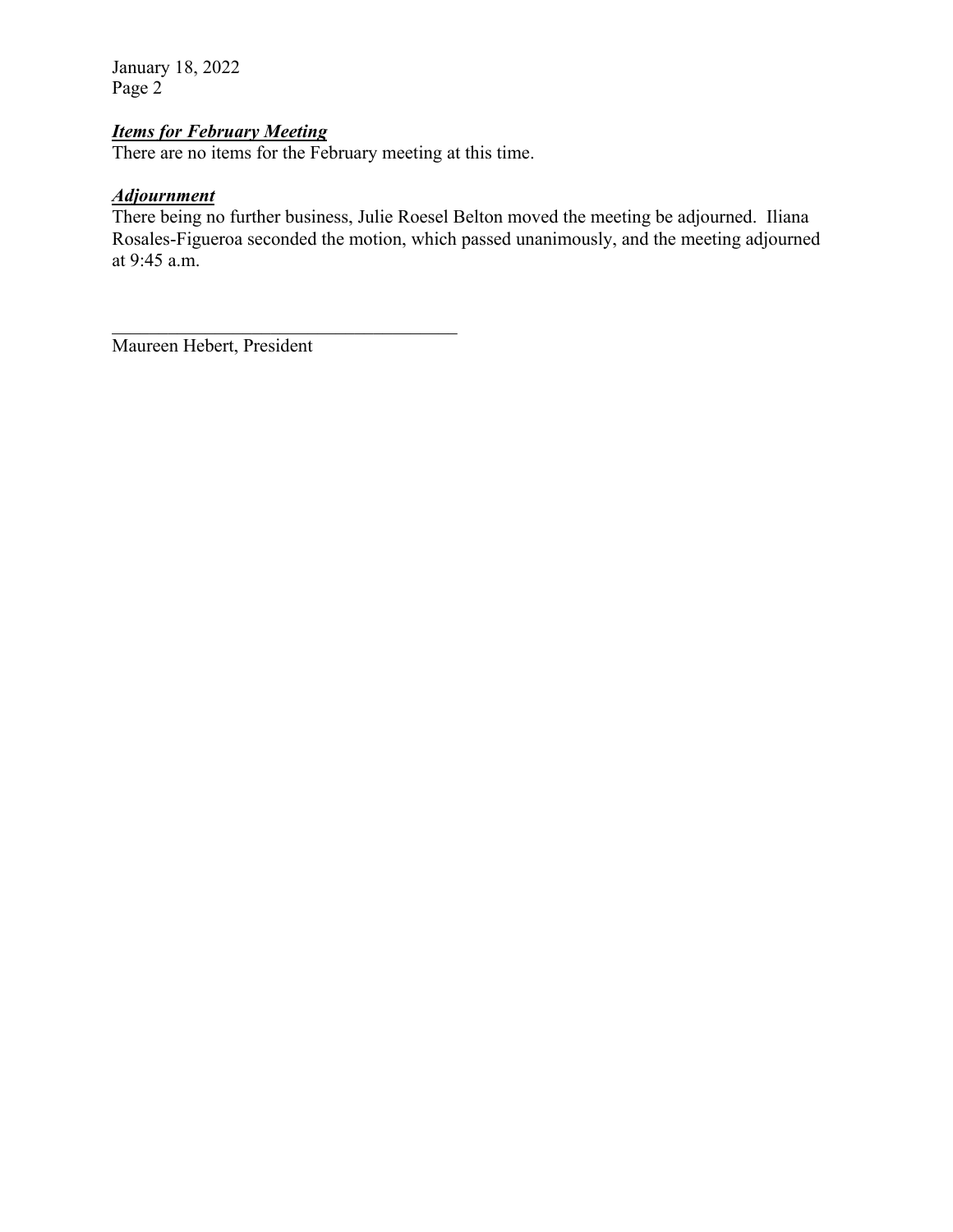### ***Items for February Meeting***

There are no items for the February meeting at this time.

### ***Adjournment***

There being no further business, Julie Roesel Belton moved the meeting be adjourned. Iliana Rosales-Figueroa seconded the motion, which passed unanimously, and the meeting adjourned at 9:45 a.m.

\_\_\_\_\_\_\_\_\_\_\_\_\_\_\_\_\_\_\_\_\_\_\_\_\_\_\_\_\_\_\_\_\_\_\_\_\_\_

Maureen Hebert, President